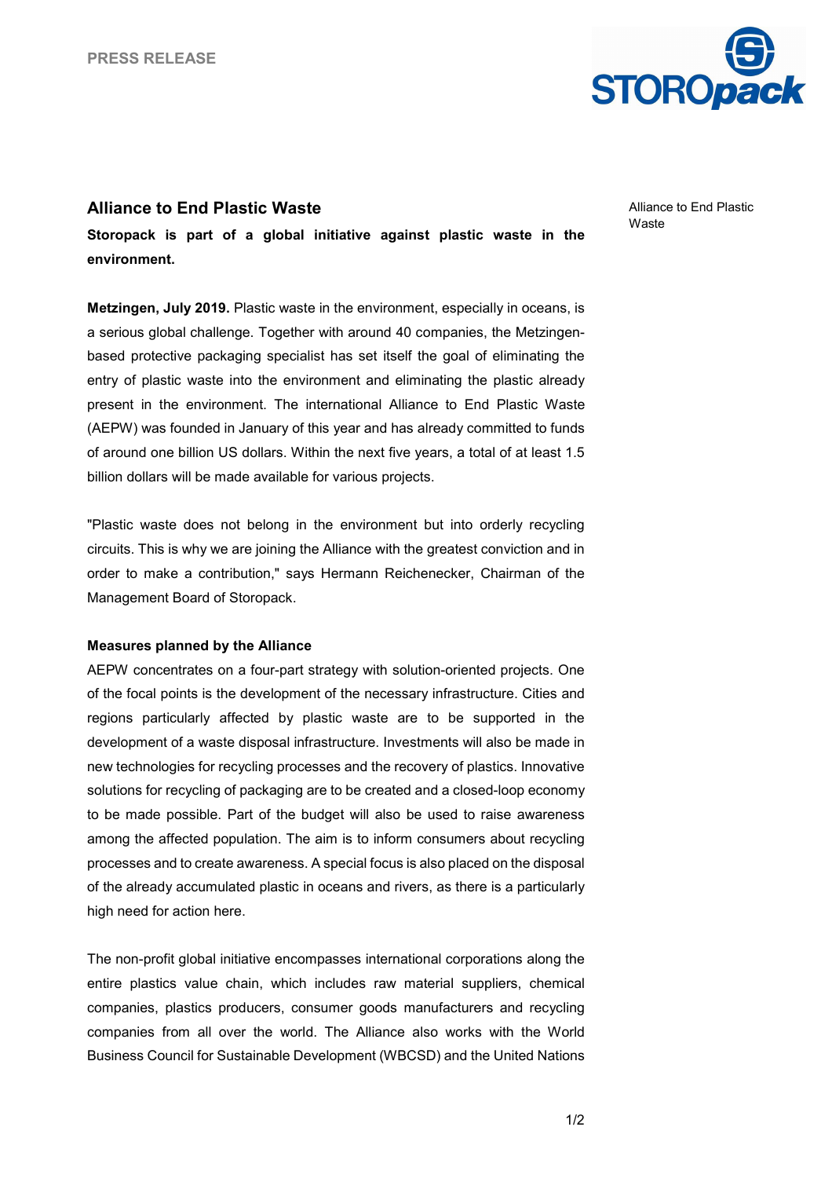PRESS RELEASE

# Alliance to End Plastic Waste

**Storopack is part of a global initiative against plastic waste in the environment.**

**Metzingen, July 2019.** Plastic waste in the environment, especially in oceans, is a serious global challenge. Together with around 40 companies, the Metzingen-based protective packaging specialist has set itself the goal of eliminating the entry of plastic waste into the environment and eliminating the plastic already present in the environment. The international Alliance to End Plastic Waste (AEPW) was founded in January of this year and has already committed to funds of around one billion US dollars. Within the next five years, a total of at least 1.5 billion dollars will be made available for various projects.

"Plastic waste does not belong in the environment but into orderly recycling circuits. This is why we are joining the Alliance with the greatest conviction and in order to make a contribution," says Hermann Reichenecker, Chairman of the Management Board of Storopack.

**Measures planned by the Alliance**

AEPW concentrates on a four-part strategy with solution-oriented projects. One of the focal points is the development of the necessary infrastructure. Cities and regions particularly affected by plastic waste are to be supported in the development of a waste disposal infrastructure. Investments will also be made in new technologies for recycling processes and the recovery of plastics. Innovative solutions for recycling of packaging are to be created and a closed-loop economy to be made possible. Part of the budget will also be used to raise awareness among the affected population. The aim is to inform consumers about recycling processes and to create awareness. A special focus is also placed on the disposal of the already accumulated plastic in oceans and rivers, as there is a particularly high need for action here.

The non-profit global initiative encompasses international corporations along the entire plastics value chain, which includes raw material suppliers, chemical companies, plastics producers, consumer goods manufacturers and recycling companies from all over the world. The Alliance also works with the World Business Council for Sustainable Development (WBCSD) and the United Nations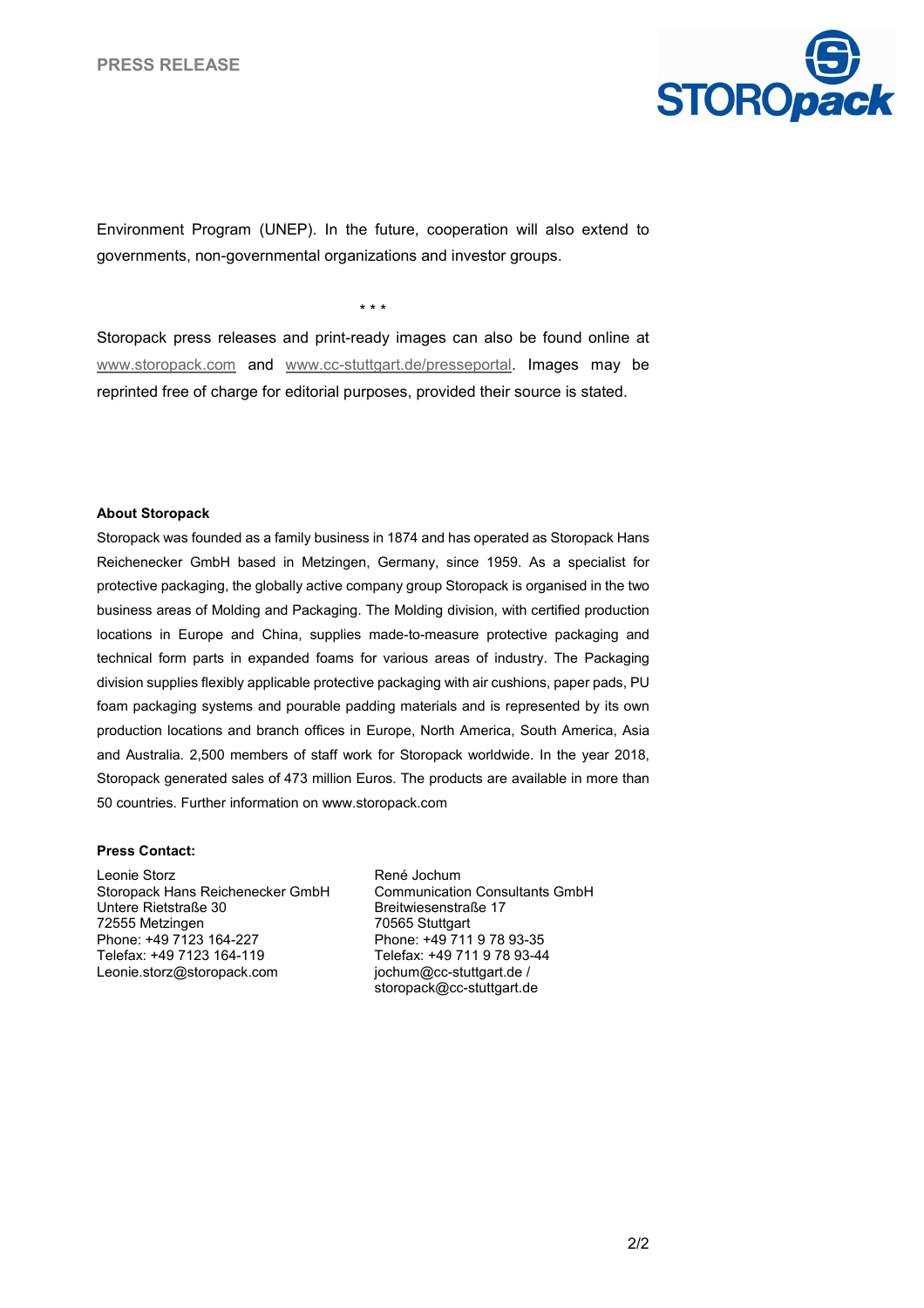Environment Program (UNEP). In the future, cooperation will also extend to governments, non-governmental organizations and investor groups.

\* \* \*

Storopack press releases and print-ready images can also be found online at www.storopack.com and www.cc-stuttgart.de/presseportal. Images may be reprinted free of charge for editorial purposes, provided their source is stated.

**About Storopack**

Storopack was founded as a family business in 1874 and has operated as Storopack Hans Reichenecker GmbH based in Metzingen, Germany, since 1959. As a specialist for protective packaging, the globally active company group Storopack is organised in the two business areas of Molding and Packaging. The Molding division, with certified production locations in Europe and China, supplies made-to-measure protective packaging and technical form parts in expanded foams for various areas of industry. The Packaging division supplies flexibly applicable protective packaging with air cushions, paper pads, PU foam packaging systems and pourable padding materials and is represented by its own production locations and branch offices in Europe, North America, South America, Asia and Australia. 2,500 members of staff work for Storopack worldwide. In the year 2018, Storopack generated sales of 473 million Euros. The products are available in more than 50 countries. Further information on www.storopack.com

**Press Contact:**

Leonie Storz
Storopack Hans Reichenecker GmbH
Untere Rietstraße 30
72555 Metzingen
Phone: +49 7123 164-227
Telefax: +49 7123 164-119
Leonie.storz@storopack.com

René Jochum
Communication Consultants GmbH
Breitwiesenstraße 17
70565 Stuttgart
Phone: +49 711 9 78 93-35
Telefax: +49 711 9 78 93-44
jochum@cc-stuttgart.de /
storopack@cc-stuttgart.de